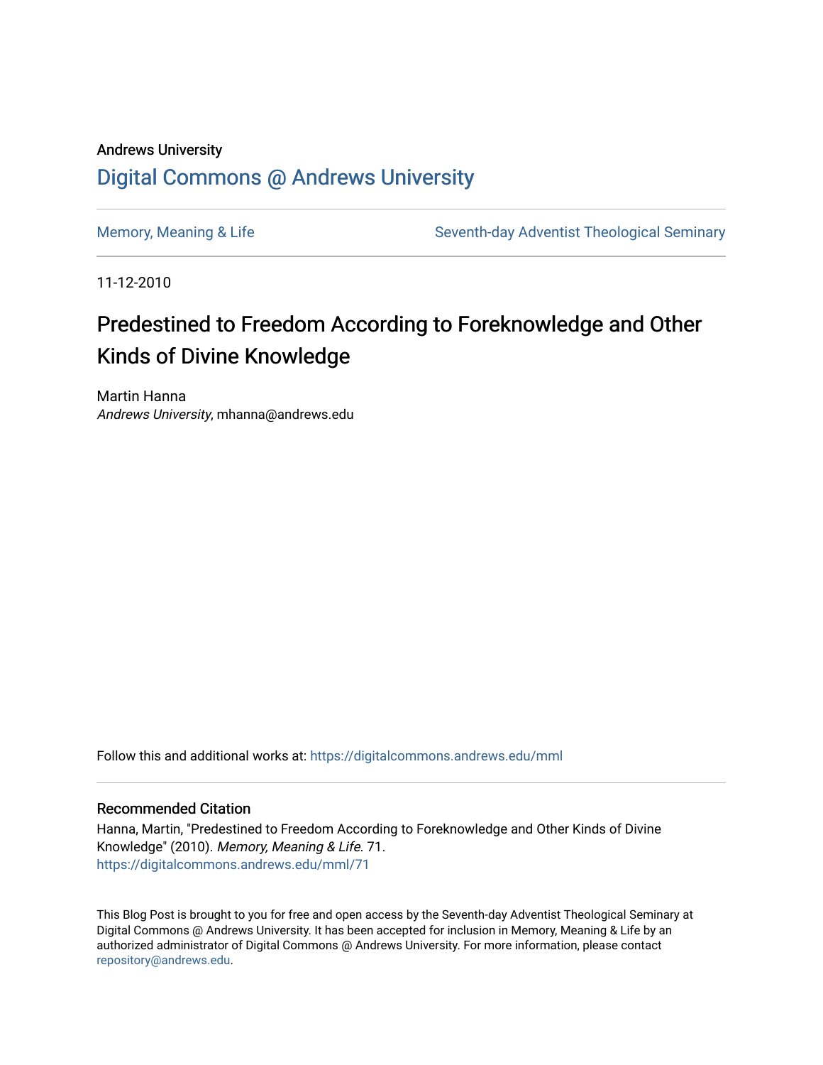Andrews University

# Digital Commons @ Andrews University

Memory, Meaning & Life

Seventh-day Adventist Theological Seminary

11-12-2010

## Predestined to Freedom According to Foreknowledge and Other Kinds of Divine Knowledge

Martin Hanna
*Andrews University*, mhanna@andrews.edu

Follow this and additional works at: https://digitalcommons.andrews.edu/mml

### Recommended Citation

Hanna, Martin, "Predestined to Freedom According to Foreknowledge and Other Kinds of Divine Knowledge" (2010). *Memory, Meaning & Life*. 71.
https://digitalcommons.andrews.edu/mml/71

This Blog Post is brought to you for free and open access by the Seventh-day Adventist Theological Seminary at Digital Commons @ Andrews University. It has been accepted for inclusion in Memory, Meaning & Life by an authorized administrator of Digital Commons @ Andrews University. For more information, please contact repository@andrews.edu.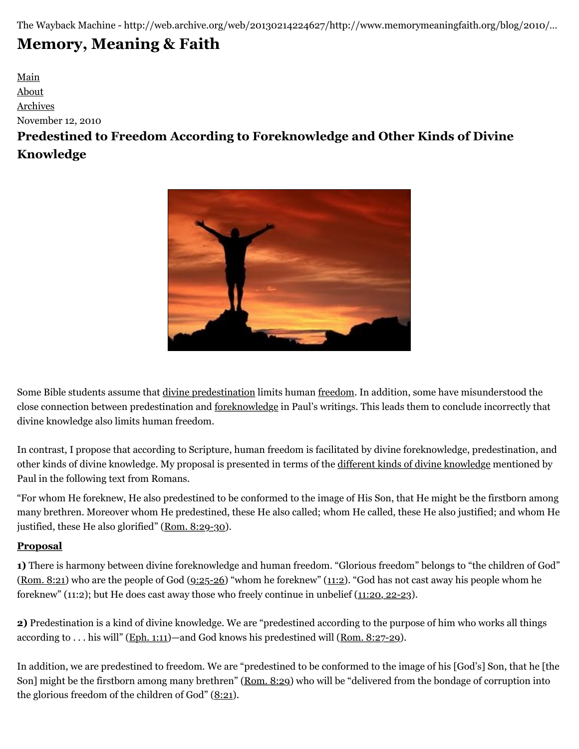The Wayback Machine - http://web.archive.org/web/20130214224627/http://www.memorymeaningfaith.org/blog/2010/...

# Memory, Meaning & Faith

Main
About
Archives

November 12, 2010

## Predestined to Freedom According to Foreknowledge and Other Kinds of Divine Knowledge

Some Bible students assume that divine predestination limits human freedom. In addition, some have misunderstood the close connection between predestination and foreknowledge in Paul's writings. This leads them to conclude incorrectly that divine knowledge also limits human freedom.

In contrast, I propose that according to Scripture, human freedom is facilitated by divine foreknowledge, predestination, and other kinds of divine knowledge. My proposal is presented in terms of the different kinds of divine knowledge mentioned by Paul in the following text from Romans.

"For whom He foreknew, He also predestined to be conformed to the image of His Son, that He might be the firstborn among many brethren. Moreover whom He predestined, these He also called; whom He called, these He also justified; and whom He justified, these He also glorified" (Rom. 8:29-30).

**Proposal**

**1)** There is harmony between divine foreknowledge and human freedom. "Glorious freedom" belongs to "the children of God" (Rom. 8:21) who are the people of God (9:25-26) "whom he foreknew" (11:2). "God has not cast away his people whom he foreknew" (11:2); but He does cast away those who freely continue in unbelief (11:20, 22-23).

**2)** Predestination is a kind of divine knowledge. We are "predestined according to the purpose of him who works all things according to . . . his will" (Eph. 1:11)—and God knows his predestined will (Rom. 8:27-29).

In addition, we are predestined to freedom. We are "predestined to be conformed to the image of his [God's] Son, that he [the Son] might be the firstborn among many brethren" (Rom. 8:29) who will be "delivered from the bondage of corruption into the glorious freedom of the children of God" (8:21).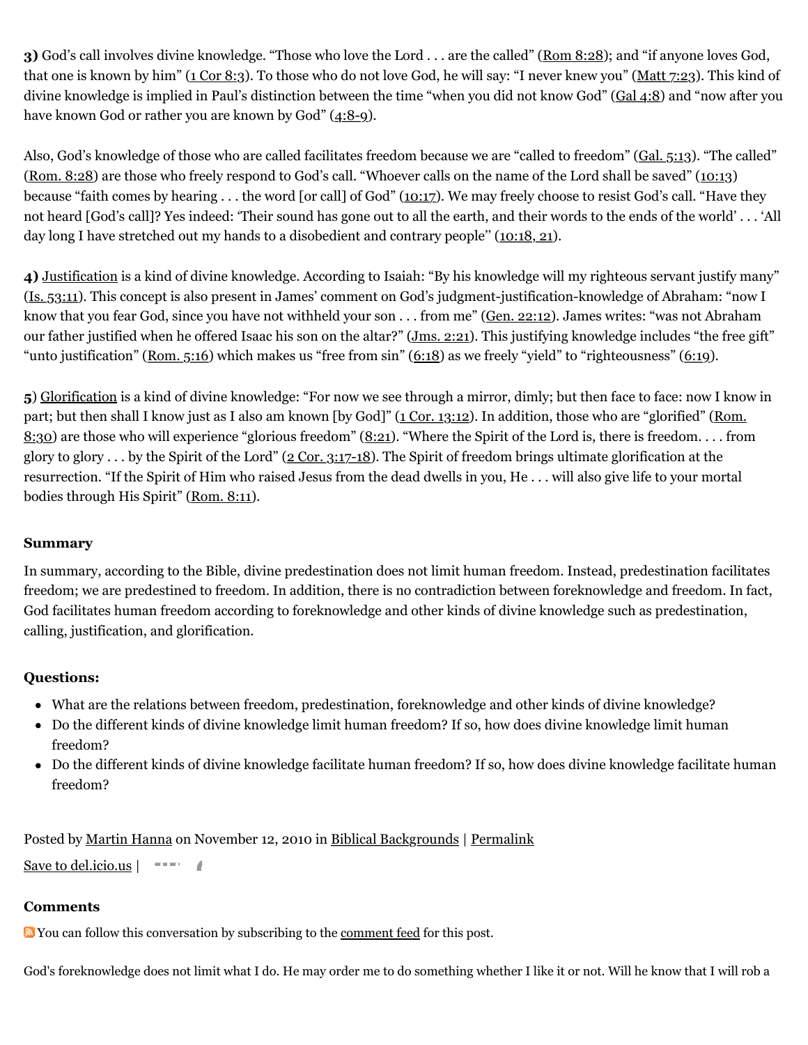**3)** God's call involves divine knowledge. "Those who love the Lord . . . are the called" (Rom 8:28); and "if anyone loves God, that one is known by him" (1 Cor 8:3). To those who do not love God, he will say: "I never knew you" (Matt 7:23). This kind of divine knowledge is implied in Paul's distinction between the time "when you did not know God" (Gal 4:8) and "now after you have known God or rather you are known by God" (4:8-9).

Also, God's knowledge of those who are called facilitates freedom because we are "called to freedom" (Gal. 5:13). "The called" (Rom. 8:28) are those who freely respond to God's call. "Whoever calls on the name of the Lord shall be saved" (10:13) because "faith comes by hearing . . . the word [or call] of God" (10:17). We may freely choose to resist God's call. "Have they not heard [God's call]? Yes indeed: 'Their sound has gone out to all the earth, and their words to the ends of the world' . . . 'All day long I have stretched out my hands to a disobedient and contrary people" (10:18, 21).

**4)** Justification is a kind of divine knowledge. According to Isaiah: "By his knowledge will my righteous servant justify many" (Is. 53:11). This concept is also present in James' comment on God's judgment-justification-knowledge of Abraham: "now I know that you fear God, since you have not withheld your son . . . from me" (Gen. 22:12). James writes: "was not Abraham our father justified when he offered Isaac his son on the altar?" (Jms. 2:21). This justifying knowledge includes "the free gift" "unto justification" (Rom. 5:16) which makes us "free from sin" (6:18) as we freely "yield" to "righteousness" (6:19).

**5**) Glorification is a kind of divine knowledge: "For now we see through a mirror, dimly; but then face to face: now I know in part; but then shall I know just as I also am known [by God]" (1 Cor. 13:12). In addition, those who are "glorified" (Rom. 8:30) are those who will experience "glorious freedom" (8:21). "Where the Spirit of the Lord is, there is freedom. . . . from glory to glory . . . by the Spirit of the Lord" (2 Cor. 3:17-18). The Spirit of freedom brings ultimate glorification at the resurrection. "If the Spirit of Him who raised Jesus from the dead dwells in you, He . . . will also give life to your mortal bodies through His Spirit" (Rom. 8:11).

**Summary**

In summary, according to the Bible, divine predestination does not limit human freedom. Instead, predestination facilitates freedom; we are predestined to freedom. In addition, there is no contradiction between foreknowledge and freedom. In fact, God facilitates human freedom according to foreknowledge and other kinds of divine knowledge such as predestination, calling, justification, and glorification.

**Questions:**

- What are the relations between freedom, predestination, foreknowledge and other kinds of divine knowledge?
- Do the different kinds of divine knowledge limit human freedom? If so, how does divine knowledge limit human freedom?
- Do the different kinds of divine knowledge facilitate human freedom? If so, how does divine knowledge facilitate human freedom?

Posted by Martin Hanna on November 12, 2010 in Biblical Backgrounds | Permalink

Save to del.icio.us |

**Comments**

You can follow this conversation by subscribing to the comment feed for this post.

God's foreknowledge does not limit what I do. He may order me to do something whether I like it or not. Will he know that I will rob a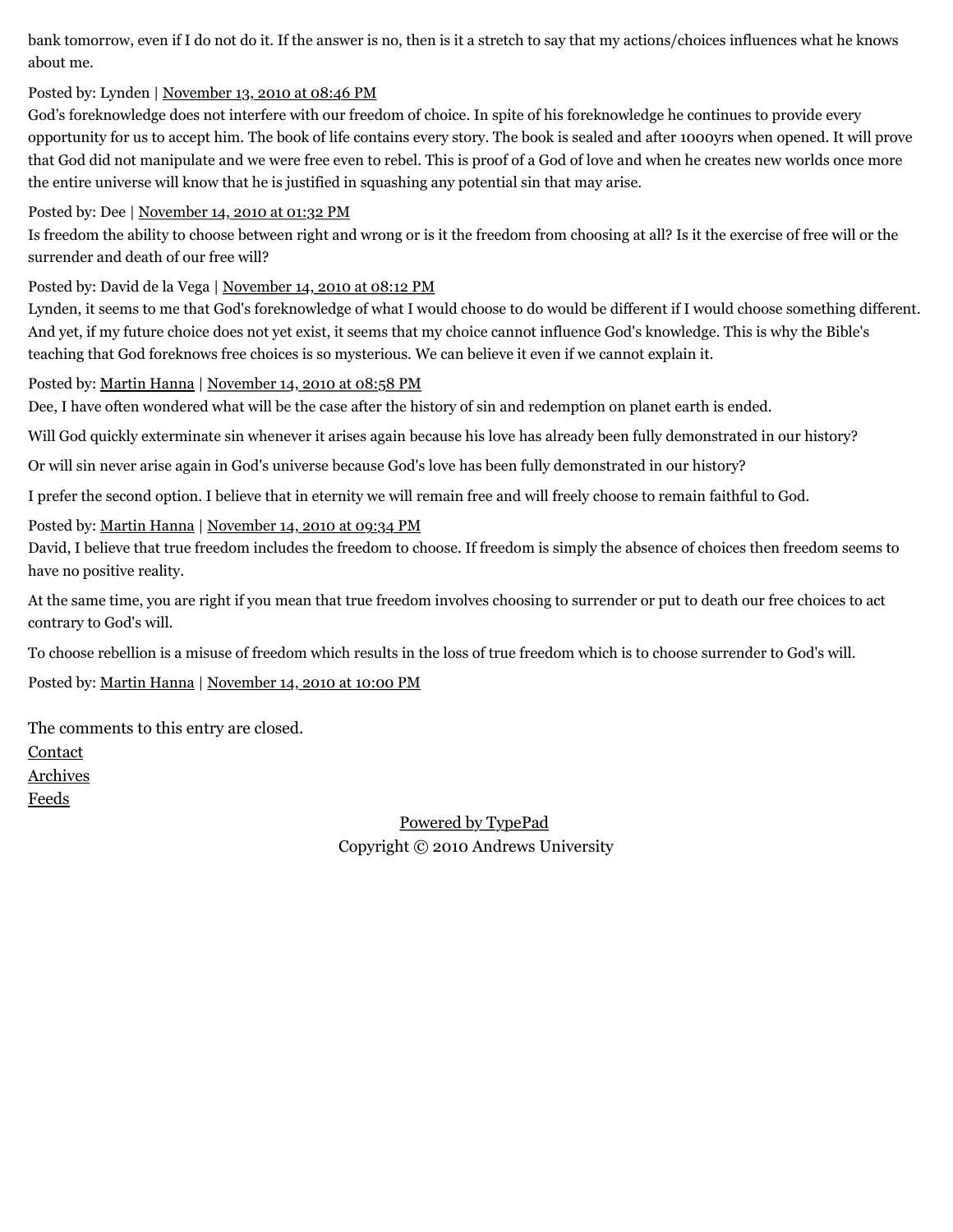bank tomorrow, even if I do not do it. If the answer is no, then is it a stretch to say that my actions/choices influences what he knows about me.

Posted by: Lynden | November 13, 2010 at 08:46 PM

God's foreknowledge does not interfere with our freedom of choice. In spite of his foreknowledge he continues to provide every opportunity for us to accept him. The book of life contains every story. The book is sealed and after 1000yrs when opened. It will prove that God did not manipulate and we were free even to rebel. This is proof of a God of love and when he creates new worlds once more the entire universe will know that he is justified in squashing any potential sin that may arise.

Posted by: Dee | November 14, 2010 at 01:32 PM

Is freedom the ability to choose between right and wrong or is it the freedom from choosing at all? Is it the exercise of free will or the surrender and death of our free will?

Posted by: David de la Vega | November 14, 2010 at 08:12 PM

Lynden, it seems to me that God's foreknowledge of what I would choose to do would be different if I would choose something different. And yet, if my future choice does not yet exist, it seems that my choice cannot influence God's knowledge. This is why the Bible's teaching that God foreknows free choices is so mysterious. We can believe it even if we cannot explain it.

Posted by: Martin Hanna | November 14, 2010 at 08:58 PM

Dee, I have often wondered what will be the case after the history of sin and redemption on planet earth is ended.

Will God quickly exterminate sin whenever it arises again because his love has already been fully demonstrated in our history?

Or will sin never arise again in God's universe because God's love has been fully demonstrated in our history?

I prefer the second option. I believe that in eternity we will remain free and will freely choose to remain faithful to God.

Posted by: Martin Hanna | November 14, 2010 at 09:34 PM

David, I believe that true freedom includes the freedom to choose. If freedom is simply the absence of choices then freedom seems to have no positive reality.

At the same time, you are right if you mean that true freedom involves choosing to surrender or put to death our free choices to act contrary to God's will.

To choose rebellion is a misuse of freedom which results in the loss of true freedom which is to choose surrender to God's will.

Posted by: Martin Hanna | November 14, 2010 at 10:00 PM

The comments to this entry are closed.

Contact

Archives

Feeds

Powered by TypePad

Copyright © 2010 Andrews University